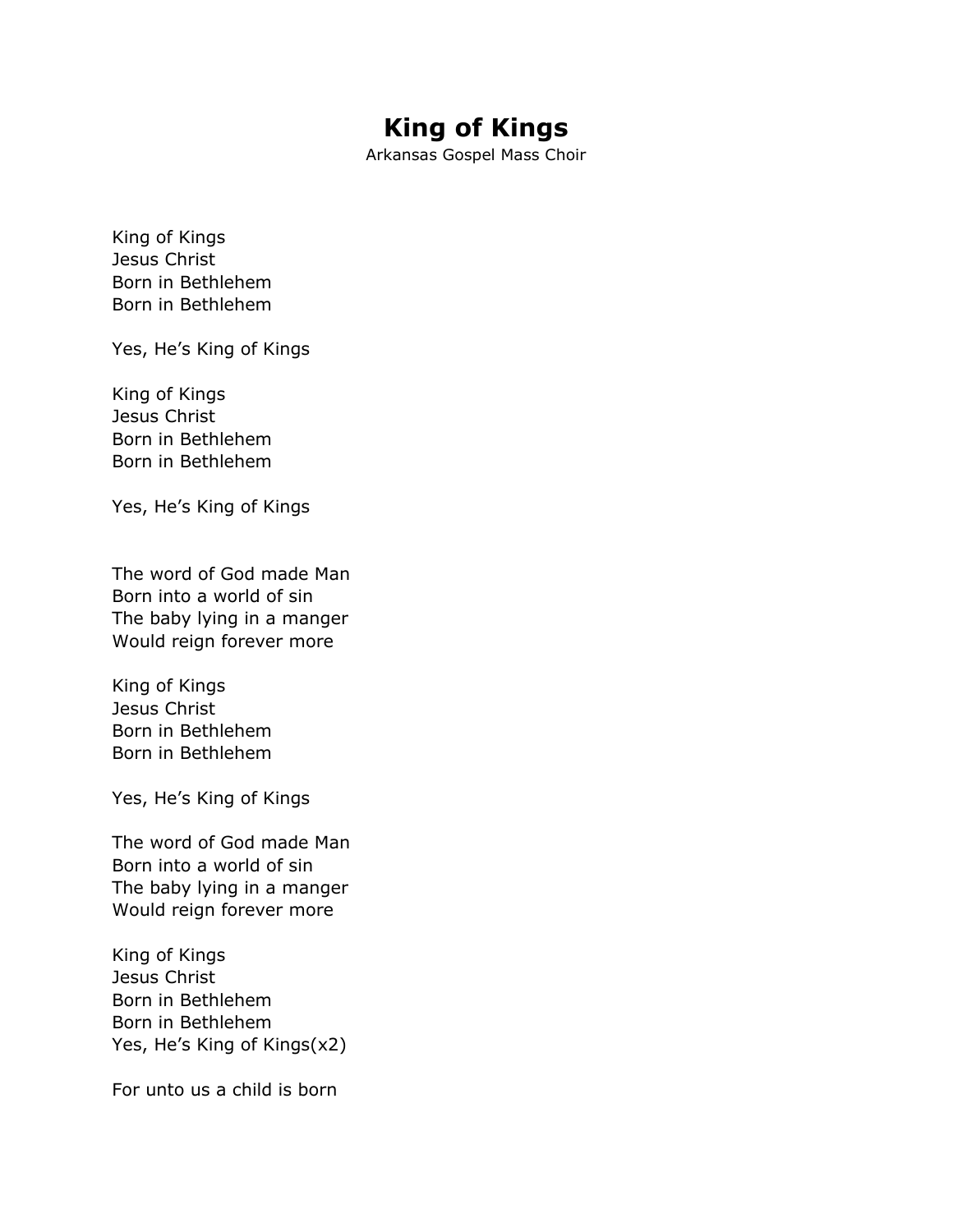# King of Kings

Arkansas Gospel Mass Choir

King of Kings
Jesus Christ
Born in Bethlehem
Born in Bethlehem

Yes, He's King of Kings

King of Kings
Jesus Christ
Born in Bethlehem
Born in Bethlehem

Yes, He's King of Kings

The word of God made Man
Born into a world of sin
The baby lying in a manger
Would reign forever more

King of Kings
Jesus Christ
Born in Bethlehem
Born in Bethlehem

Yes, He's King of Kings

The word of God made Man
Born into a world of sin
The baby lying in a manger
Would reign forever more

King of Kings
Jesus Christ
Born in Bethlehem
Born in Bethlehem
Yes, He's King of Kings(x2)

For unto us a child is born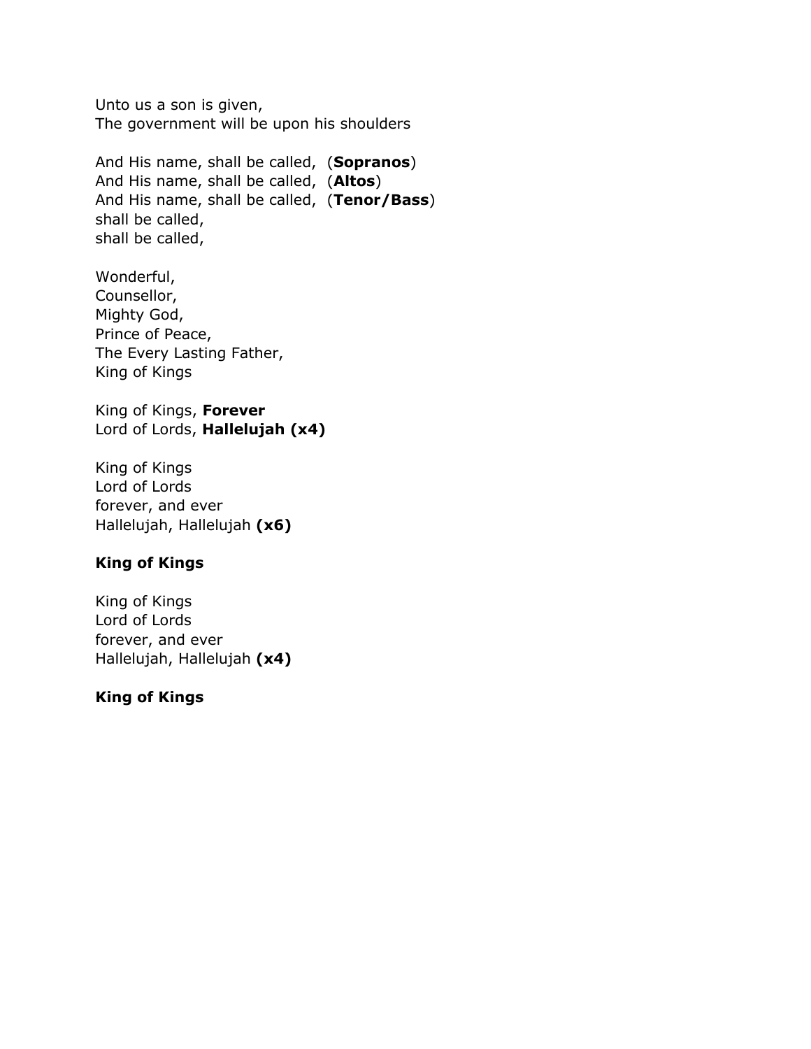Unto us a son is given,
The government will be upon his shoulders

And His name, shall be called, (**Sopranos**)
And His name, shall be called, (**Altos**)
And His name, shall be called, (**Tenor/Bass**)
shall be called,
shall be called,

Wonderful,
Counsellor,
Mighty God,
Prince of Peace,
The Every Lasting Father,
King of Kings

King of Kings, **Forever**
Lord of Lords, **Hallelujah (x4)**

King of Kings
Lord of Lords
forever, and ever
Hallelujah, Hallelujah **(x6)**

**King of Kings**

King of Kings
Lord of Lords
forever, and ever
Hallelujah, Hallelujah **(x4)**

**King of Kings**